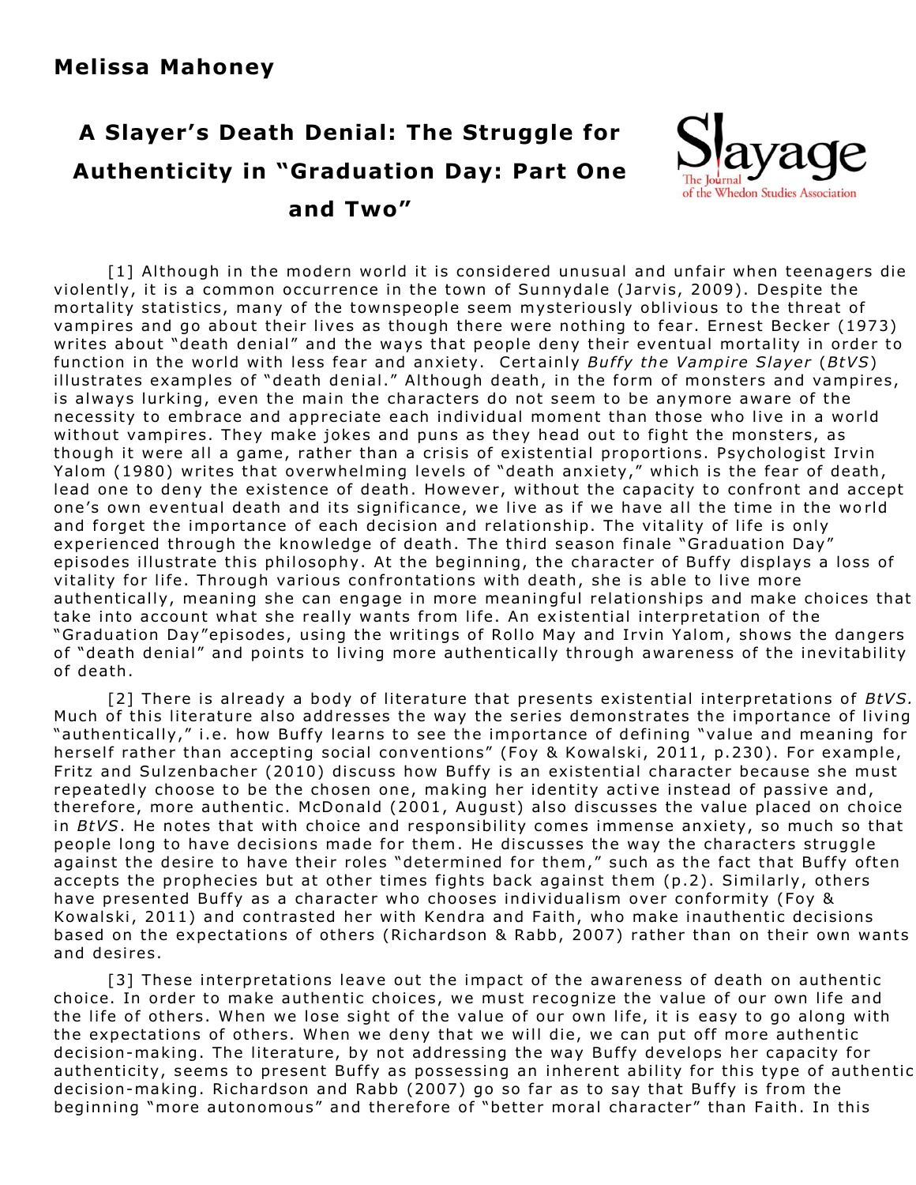**Melissa Mahoney**

# A Slayer's Death Denial: The Struggle for Authenticity in "Graduation Day: Part One and Two"

[1] Although in the modern world it is considered unusual and unfair when teenagers die violently, it is a common occurrence in the town of Sunnydale (Jarvis, 2009). Despite the mortality statistics, many of the townspeople seem mysteriously oblivious to the threat of vampires and go about their lives as though there were nothing to fear. Ernest Becker (1973) writes about "death denial" and the ways that people deny their eventual mortality in order to function in the world with less fear and anxiety. Certainly *Buffy the Vampire Slayer* (*BtVS*) illustrates examples of "death denial." Although death, in the form of monsters and vampires, is always lurking, even the main the characters do not seem to be anymore aware of the necessity to embrace and appreciate each individual moment than those who live in a world without vampires. They make jokes and puns as they head out to fight the monsters, as though it were all a game, rather than a crisis of existential proportions. Psychologist Irvin Yalom (1980) writes that overwhelming levels of "death anxiety," which is the fear of death, lead one to deny the existence of death. However, without the capacity to confront and accept one's own eventual death and its significance, we live as if we have all the time in the world and forget the importance of each decision and relationship. The vitality of life is only experienced through the knowledge of death. The third season finale "Graduation Day" episodes illustrate this philosophy. At the beginning, the character of Buffy displays a loss of vitality for life. Through various confrontations with death, she is able to live more authentically, meaning she can engage in more meaningful relationships and make choices that take into account what she really wants from life. An existential interpretation of the "Graduation Day"episodes, using the writings of Rollo May and Irvin Yalom, shows the dangers of "death denial" and points to living more authentically through awareness of the inevitability of death.

[2] There is already a body of literature that presents existential interpretations of *BtVS.* Much of this literature also addresses the way the series demonstrates the importance of living "authentically," i.e. how Buffy learns to see the importance of defining "value and meaning for herself rather than accepting social conventions" (Foy & Kowalski, 2011, p.230). For example, Fritz and Sulzenbacher (2010) discuss how Buffy is an existential character because she must repeatedly choose to be the chosen one, making her identity active instead of passive and, therefore, more authentic. McDonald (2001, August) also discusses the value placed on choice in *BtVS*. He notes that with choice and responsibility comes immense anxiety, so much so that people long to have decisions made for them. He discusses the way the characters struggle against the desire to have their roles "determined for them," such as the fact that Buffy often accepts the prophecies but at other times fights back against them (p.2). Similarly, others have presented Buffy as a character who chooses individualism over conformity (Foy & Kowalski, 2011) and contrasted her with Kendra and Faith, who make inauthentic decisions based on the expectations of others (Richardson & Rabb, 2007) rather than on their own wants and desires.

[3] These interpretations leave out the impact of the awareness of death on authentic choice. In order to make authentic choices, we must recognize the value of our own life and the life of others. When we lose sight of the value of our own life, it is easy to go along with the expectations of others. When we deny that we will die, we can put off more authentic decision-making. The literature, by not addressing the way Buffy develops her capacity for authenticity, seems to present Buffy as possessing an inherent ability for this type of authentic decision-making. Richardson and Rabb (2007) go so far as to say that Buffy is from the beginning "more autonomous" and therefore of "better moral character" than Faith. In this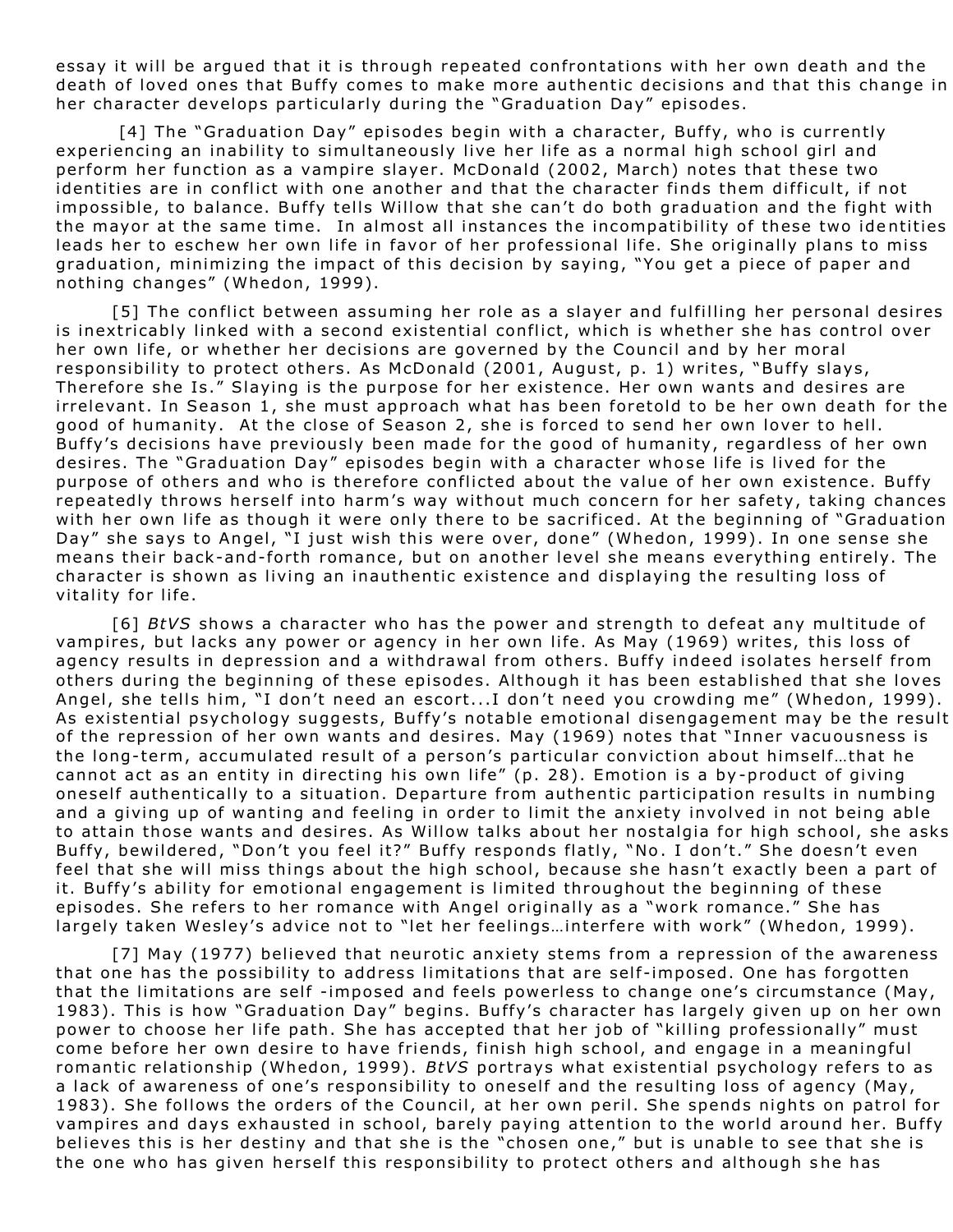essay it will be argued that it is through repeated confrontations with her own death and the death of loved ones that Buffy comes to make more authentic decisions and that this change in her character develops particularly during the "Graduation Day" episodes.

[4] The "Graduation Day" episodes begin with a character, Buffy, who is currently experiencing an inability to simultaneously live her life as a normal high school girl and perform her function as a vampire slayer. McDonald (2002, March) notes that these two identities are in conflict with one another and that the character finds them difficult, if not impossible, to balance. Buffy tells Willow that she can't do both graduation and the fight with the mayor at the same time. In almost all instances the incompatibility of these two identities leads her to eschew her own life in favor of her professional life. She originally plans to miss graduation, minimizing the impact of this decision by saying, "You get a piece of paper and nothing changes" (Whedon, 1999).

[5] The conflict between assuming her role as a slayer and fulfilling her personal desires is inextricably linked with a second existential conflict, which is whether she has control over her own life, or whether her decisions are governed by the Council and by her moral responsibility to protect others. As McDonald (2001, August, p. 1) writes, "Buffy slays, Therefore she Is." Slaying is the purpose for her existence. Her own wants and desires are irrelevant. In Season 1, she must approach what has been foretold to be her own death for the good of humanity. At the close of Season 2, she is forced to send her own lover to hell. Buffy's decisions have previously been made for the good of humanity, regardless of her own desires. The "Graduation Day" episodes begin with a character whose life is lived for the purpose of others and who is therefore conflicted about the value of her own existence. Buffy repeatedly throws herself into harm's way without much concern for her safety, taking chances with her own life as though it were only there to be sacrificed. At the beginning of "Graduation Day" she says to Angel, "I just wish this were over, done" (Whedon, 1999). In one sense she means their back-and-forth romance, but on another level she means everything entirely. The character is shown as living an inauthentic existence and displaying the resulting loss of vitality for life.

[6] *BtVS* shows a character who has the power and strength to defeat any multitude of vampires, but lacks any power or agency in her own life. As May (1969) writes, this loss of agency results in depression and a withdrawal from others. Buffy indeed isolates herself from others during the beginning of these episodes. Although it has been established that she loves Angel, she tells him, "I don't need an escort...I don't need you crowding me" (Whedon, 1999). As existential psychology suggests, Buffy's notable emotional disengagement may be the result of the repression of her own wants and desires. May (1969) notes that "Inner vacuousness is the long-term, accumulated result of a person's particular conviction about himself…that he cannot act as an entity in directing his own life" (p. 28). Emotion is a by-product of giving oneself authentically to a situation. Departure from authentic participation results in numbing and a giving up of wanting and feeling in order to limit the anxiety involved in not being able to attain those wants and desires. As Willow talks about her nostalgia for high school, she asks Buffy, bewildered, "Don't you feel it?" Buffy responds flatly, "No. I don't." She doesn't even feel that she will miss things about the high school, because she hasn't exactly been a part of it. Buffy's ability for emotional engagement is limited throughout the beginning of these episodes. She refers to her romance with Angel originally as a "work romance." She has largely taken Wesley's advice not to "let her feelings…interfere with work" (Whedon, 1999).

[7] May (1977) believed that neurotic anxiety stems from a repression of the awareness that one has the possibility to address limitations that are self-imposed. One has forgotten that the limitations are self-imposed and feels powerless to change one's circumstance (May, 1983). This is how "Graduation Day" begins. Buffy's character has largely given up on her own power to choose her life path. She has accepted that her job of "killing professionally" must come before her own desire to have friends, finish high school, and engage in a meaningful romantic relationship (Whedon, 1999). *BtVS* portrays what existential psychology refers to as a lack of awareness of one's responsibility to oneself and the resulting loss of agency (May, 1983). She follows the orders of the Council, at her own peril. She spends nights on patrol for vampires and days exhausted in school, barely paying attention to the world around her. Buffy believes this is her destiny and that she is the "chosen one," but is unable to see that she is the one who has given herself this responsibility to protect others and although she has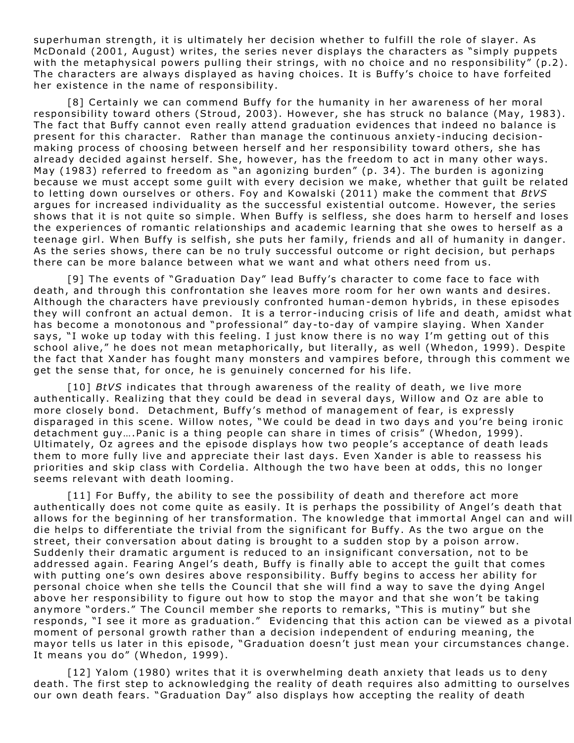superhuman strength, it is ultimately her decision whether to fulfill the role of slayer. As McDonald (2001, August) writes, the series never displays the characters as "simply puppets with the metaphysical powers pulling their strings, with no choice and no responsibility" (p.2). The characters are always displayed as having choices. It is Buffy's choice to have forfeited her existence in the name of responsibility.

[8] Certainly we can commend Buffy for the humanity in her awareness of her moral responsibility toward others (Stroud, 2003). However, she has struck no balance (May, 1983). The fact that Buffy cannot even really attend graduation evidences that indeed no balance is present for this character. Rather than manage the continuous anxiety-inducing decision-making process of choosing between herself and her responsibility toward others, she has already decided against herself. She, however, has the freedom to act in many other ways. May (1983) referred to freedom as "an agonizing burden" (p. 34). The burden is agonizing because we must accept some guilt with every decision we make, whether that guilt be related to letting down ourselves or others. Foy and Kowalski (2011) make the comment that *BtVS* argues for increased individuality as the successful existential outcome. However, the series shows that it is not quite so simple. When Buffy is selfless, she does harm to herself and loses the experiences of romantic relationships and academic learning that she owes to herself as a teenage girl. When Buffy is selfish, she puts her family, friends and all of humanity in danger. As the series shows, there can be no truly successful outcome or right decision, but perhaps there can be more balance between what we want and what others need from us.

[9] The events of "Graduation Day" lead Buffy's character to come face to face with death, and through this confrontation she leaves more room for her own wants and desires. Although the characters have previously confronted human-demon hybrids, in these episodes they will confront an actual demon. It is a terror-inducing crisis of life and death, amidst what has become a monotonous and "professional" day-to-day of vampire slaying. When Xander says, "I woke up today with this feeling. I just know there is no way I'm getting out of this school alive," he does not mean metaphorically, but literally, as well (Whedon, 1999). Despite the fact that Xander has fought many monsters and vampires before, through this comment we get the sense that, for once, he is genuinely concerned for his life.

[10] *BtVS* indicates that through awareness of the reality of death, we live more authentically. Realizing that they could be dead in several days, Willow and Oz are able to more closely bond. Detachment, Buffy's method of management of fear, is expressly disparaged in this scene. Willow notes, "We could be dead in two days and you're being ironic detachment guy….Panic is a thing people can share in times of crisis" (Whedon, 1999). Ultimately, Oz agrees and the episode displays how two people's acceptance of death leads them to more fully live and appreciate their last days. Even Xander is able to reassess his priorities and skip class with Cordelia. Although the two have been at odds, this no longer seems relevant with death looming.

[11] For Buffy, the ability to see the possibility of death and therefore act more authentically does not come quite as easily. It is perhaps the possibility of Angel's death that allows for the beginning of her transformation. The knowledge that immortal Angel can and will die helps to differentiate the trivial from the significant for Buffy. As the two argue on the street, their conversation about dating is brought to a sudden stop by a poison arrow. Suddenly their dramatic argument is reduced to an insignificant conversation, not to be addressed again. Fearing Angel's death, Buffy is finally able to accept the guilt that comes with putting one's own desires above responsibility. Buffy begins to access her ability for personal choice when she tells the Council that she will find a way to save the dying Angel above her responsibility to figure out how to stop the mayor and that she won't be taking anymore "orders." The Council member she reports to remarks, "This is mutiny" but she responds, "I see it more as graduation." Evidencing that this action can be viewed as a pivotal moment of personal growth rather than a decision independent of enduring meaning, the mayor tells us later in this episode, "Graduation doesn't just mean your circumstances change. It means you do" (Whedon, 1999).

[12] Yalom (1980) writes that it is overwhelming death anxiety that leads us to deny death. The first step to acknowledging the reality of death requires also admitting to ourselves our own death fears. "Graduation Day" also displays how accepting the reality of death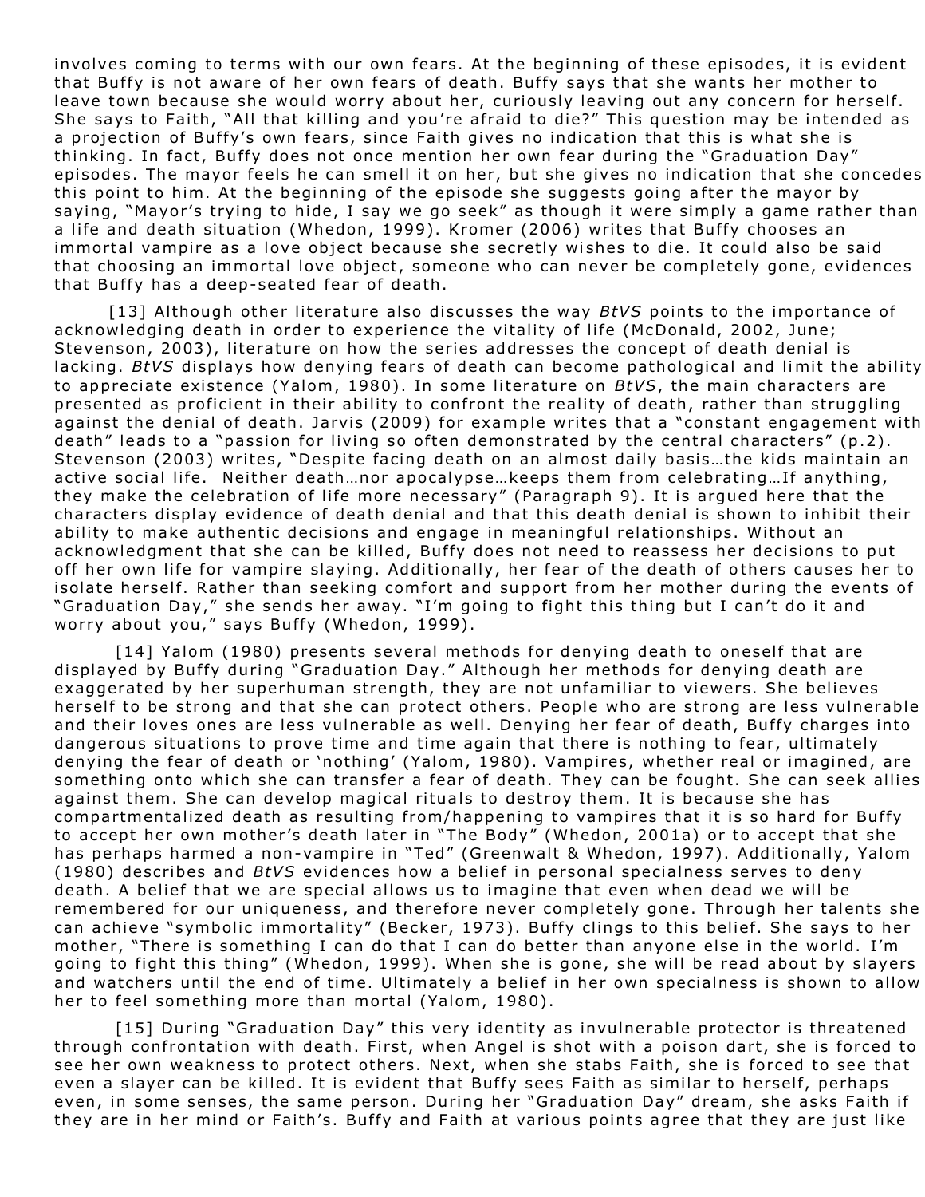involves coming to terms with our own fears. At the beginning of these episodes, it is evident that Buffy is not aware of her own fears of death. Buffy says that she wants her mother to leave town because she would worry about her, curiously leaving out any concern for herself. She says to Faith, "All that killing and you're afraid to die?" This question may be intended as a projection of Buffy's own fears, since Faith gives no indication that this is what she is thinking. In fact, Buffy does not once mention her own fear during the "Graduation Day" episodes. The mayor feels he can smell it on her, but she gives no indication that she concedes this point to him. At the beginning of the episode she suggests going after the mayor by saying, "Mayor's trying to hide, I say we go seek" as though it were simply a game rather than a life and death situation (Whedon, 1999). Kromer (2006) writes that Buffy chooses an immortal vampire as a love object because she secretly wishes to die. It could also be said that choosing an immortal love object, someone who can never be completely gone, evidences that Buffy has a deep-seated fear of death.

[13] Although other literature also discusses the way *BtVS* points to the importance of acknowledging death in order to experience the vitality of life (McDonald, 2002, June; Stevenson, 2003), literature on how the series addresses the concept of death denial is lacking. *BtVS* displays how denying fears of death can become pathological and limit the ability to appreciate existence (Yalom, 1980). In some literature on *BtVS*, the main characters are presented as proficient in their ability to confront the reality of death, rather than struggling against the denial of death. Jarvis (2009) for example writes that a "constant engagement with death" leads to a "passion for living so often demonstrated by the central characters" (p.2). Stevenson (2003) writes, "Despite facing death on an almost daily basis…the kids maintain an active social life. Neither death…nor apocalypse…keeps them from celebrating…If anything, they make the celebration of life more necessary" (Paragraph 9). It is argued here that the characters display evidence of death denial and that this death denial is shown to inhibit their ability to make authentic decisions and engage in meaningful relationships. Without an acknowledgment that she can be killed, Buffy does not need to reassess her decisions to put off her own life for vampire slaying. Additionally, her fear of the death of others causes her to isolate herself. Rather than seeking comfort and support from her mother during the events of "Graduation Day," she sends her away. "I'm going to fight this thing but I can't do it and worry about you," says Buffy (Whedon, 1999).

[14] Yalom (1980) presents several methods for denying death to oneself that are displayed by Buffy during "Graduation Day." Although her methods for denying death are exaggerated by her superhuman strength, they are not unfamiliar to viewers. She believes herself to be strong and that she can protect others. People who are strong are less vulnerable and their loves ones are less vulnerable as well. Denying her fear of death, Buffy charges into dangerous situations to prove time and time again that there is nothing to fear, ultimately denying the fear of death or 'nothing' (Yalom, 1980). Vampires, whether real or imagined, are something onto which she can transfer a fear of death. They can be fought. She can seek allies against them. She can develop magical rituals to destroy them. It is because she has compartmentalized death as resulting from/happening to vampires that it is so hard for Buffy to accept her own mother's death later in "The Body" (Whedon, 2001a) or to accept that she has perhaps harmed a non-vampire in "Ted" (Greenwalt & Whedon, 1997). Additionally, Yalom (1980) describes and *BtVS* evidences how a belief in personal specialness serves to deny death. A belief that we are special allows us to imagine that even when dead we will be remembered for our uniqueness, and therefore never completely gone. Through her talents she can achieve "symbolic immortality" (Becker, 1973). Buffy clings to this belief. She says to her mother, "There is something I can do that I can do better than anyone else in the world. I'm going to fight this thing" (Whedon, 1999). When she is gone, she will be read about by slayers and watchers until the end of time. Ultimately a belief in her own specialness is shown to allow her to feel something more than mortal (Yalom, 1980).

[15] During "Graduation Day" this very identity as invulnerable protector is threatened through confrontation with death. First, when Angel is shot with a poison dart, she is forced to see her own weakness to protect others. Next, when she stabs Faith, she is forced to see that even a slayer can be killed. It is evident that Buffy sees Faith as similar to herself, perhaps even, in some senses, the same person. During her "Graduation Day" dream, she asks Faith if they are in her mind or Faith's. Buffy and Faith at various points agree that they are just like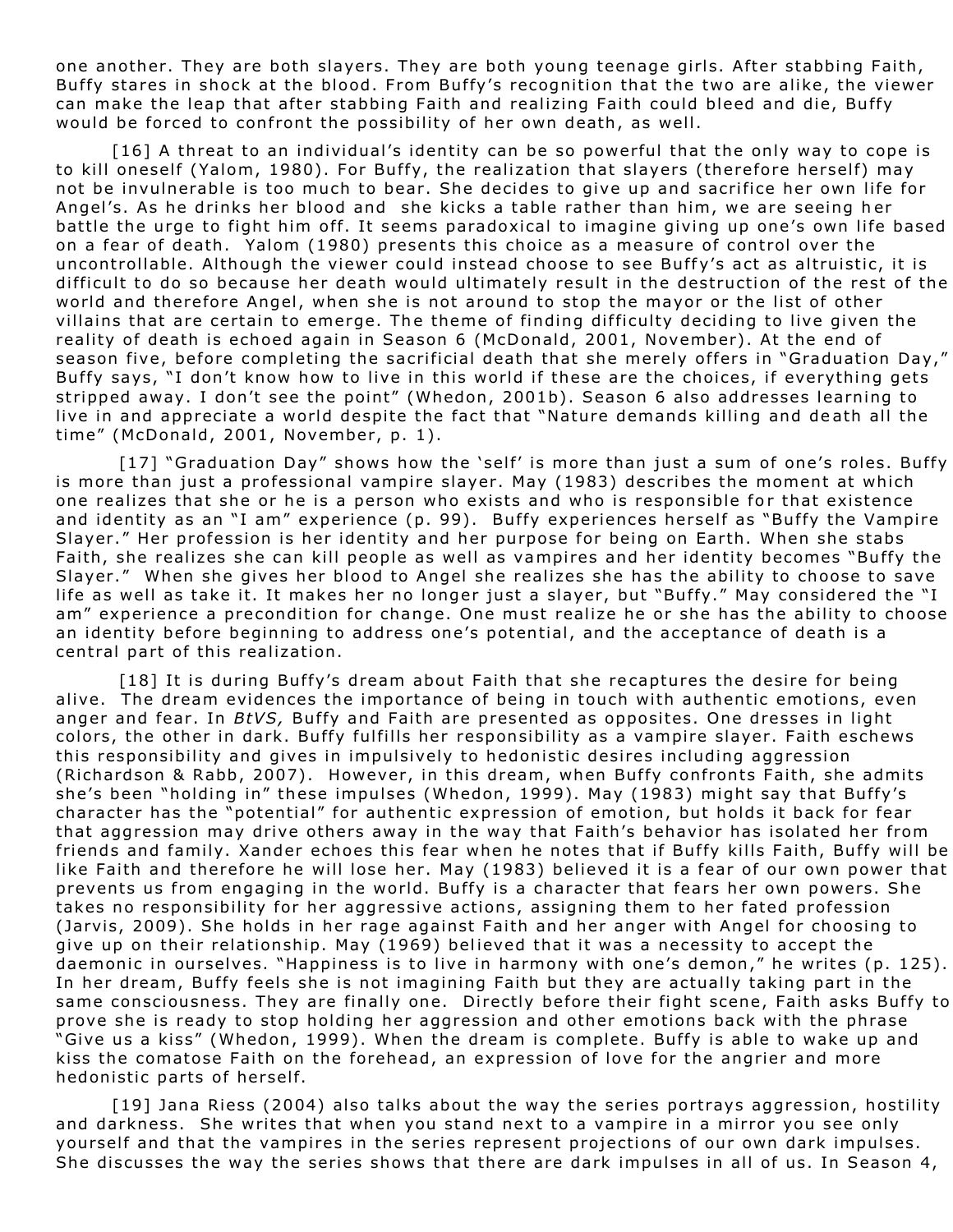one another. They are both slayers. They are both young teenage girls. After stabbing Faith, Buffy stares in shock at the blood. From Buffy's recognition that the two are alike, the viewer can make the leap that after stabbing Faith and realizing Faith could bleed and die, Buffy would be forced to confront the possibility of her own death, as well.

[16] A threat to an individual's identity can be so powerful that the only way to cope is to kill oneself (Yalom, 1980). For Buffy, the realization that slayers (therefore herself) may not be invulnerable is too much to bear. She decides to give up and sacrifice her own life for Angel's. As he drinks her blood and she kicks a table rather than him, we are seeing her battle the urge to fight him off. It seems paradoxical to imagine giving up one's own life based on a fear of death. Yalom (1980) presents this choice as a measure of control over the uncontrollable. Although the viewer could instead choose to see Buffy's act as altruistic, it is difficult to do so because her death would ultimately result in the destruction of the rest of the world and therefore Angel, when she is not around to stop the mayor or the list of other villains that are certain to emerge. The theme of finding difficulty deciding to live given the reality of death is echoed again in Season 6 (McDonald, 2001, November). At the end of season five, before completing the sacrificial death that she merely offers in "Graduation Day," Buffy says, "I don't know how to live in this world if these are the choices, if everything gets stripped away. I don't see the point" (Whedon, 2001b). Season 6 also addresses learning to live in and appreciate a world despite the fact that "Nature demands killing and death all the time" (McDonald, 2001, November, p. 1).

[17] "Graduation Day" shows how the 'self' is more than just a sum of one's roles. Buffy is more than just a professional vampire slayer. May (1983) describes the moment at which one realizes that she or he is a person who exists and who is responsible for that existence and identity as an "I am" experience (p. 99). Buffy experiences herself as "Buffy the Vampire Slayer." Her profession is her identity and her purpose for being on Earth. When she stabs Faith, she realizes she can kill people as well as vampires and her identity becomes "Buffy the Slayer." When she gives her blood to Angel she realizes she has the ability to choose to save life as well as take it. It makes her no longer just a slayer, but "Buffy." May considered the "I am" experience a precondition for change. One must realize he or she has the ability to choose an identity before beginning to address one's potential, and the acceptance of death is a central part of this realization.

[18] It is during Buffy's dream about Faith that she recaptures the desire for being alive. The dream evidences the importance of being in touch with authentic emotions, even anger and fear. In *BtVS,* Buffy and Faith are presented as opposites. One dresses in light colors, the other in dark. Buffy fulfills her responsibility as a vampire slayer. Faith eschews this responsibility and gives in impulsively to hedonistic desires including aggression (Richardson & Rabb, 2007). However, in this dream, when Buffy confronts Faith, she admits she's been "holding in" these impulses (Whedon, 1999). May (1983) might say that Buffy's character has the "potential" for authentic expression of emotion, but holds it back for fear that aggression may drive others away in the way that Faith's behavior has isolated her from friends and family. Xander echoes this fear when he notes that if Buffy kills Faith, Buffy will be like Faith and therefore he will lose her. May (1983) believed it is a fear of our own power that prevents us from engaging in the world. Buffy is a character that fears her own powers. She takes no responsibility for her aggressive actions, assigning them to her fated profession (Jarvis, 2009). She holds in her rage against Faith and her anger with Angel for choosing to give up on their relationship. May (1969) believed that it was a necessity to accept the daemonic in ourselves. "Happiness is to live in harmony with one's demon," he writes (p. 125). In her dream, Buffy feels she is not imagining Faith but they are actually taking part in the same consciousness. They are finally one. Directly before their fight scene, Faith asks Buffy to prove she is ready to stop holding her aggression and other emotions back with the phrase "Give us a kiss" (Whedon, 1999). When the dream is complete. Buffy is able to wake up and kiss the comatose Faith on the forehead, an expression of love for the angrier and more hedonistic parts of herself.

[19] Jana Riess (2004) also talks about the way the series portrays aggression, hostility and darkness. She writes that when you stand next to a vampire in a mirror you see only yourself and that the vampires in the series represent projections of our own dark impulses. She discusses the way the series shows that there are dark impulses in all of us. In Season 4,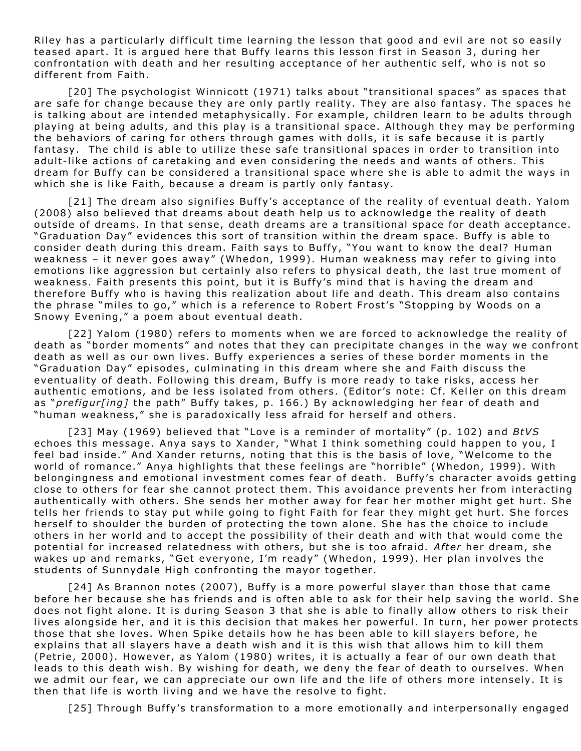Riley has a particularly difficult time learning the lesson that good and evil are not so easily teased apart. It is argued here that Buffy learns this lesson first in Season 3, during her confrontation with death and her resulting acceptance of her authentic self, who is not so different from Faith.

[20] The psychologist Winnicott (1971) talks about "transitional spaces" as spaces that are safe for change because they are only partly reality. They are also fantasy. The spaces he is talking about are intended metaphysically. For example, children learn to be adults through playing at being adults, and this play is a transitional space. Although they may be performing the behaviors of caring for others through games with dolls, it is safe because it is partly fantasy. The child is able to utilize these safe transitional spaces in order to transition into adult-like actions of caretaking and even considering the needs and wants of others. This dream for Buffy can be considered a transitional space where she is able to admit the ways in which she is like Faith, because a dream is partly only fantasy.

[21] The dream also signifies Buffy's acceptance of the reality of eventual death. Yalom (2008) also believed that dreams about death help us to acknowledge the reality of death outside of dreams. In that sense, death dreams are a transitional space for death acceptance. "Graduation Day" evidences this sort of transition within the dream space. Buffy is able to consider death during this dream. Faith says to Buffy, "You want to know the deal? Human weakness – it never goes away" (Whedon, 1999). Human weakness may refer to giving into emotions like aggression but certainly also refers to physical death, the last true moment of weakness. Faith presents this point, but it is Buffy's mind that is having the dream and therefore Buffy who is having this realization about life and death. This dream also contains the phrase "miles to go," which is a reference to Robert Frost's "Stopping by Woods on a Snowy Evening," a poem about eventual death.

[22] Yalom (1980) refers to moments when we are forced to acknowledge the reality of death as "border moments" and notes that they can precipitate changes in the way we confront death as well as our own lives. Buffy experiences a series of these border moments in the "Graduation Day" episodes, culminating in this dream where she and Faith discuss the eventuality of death. Following this dream, Buffy is more ready to take risks, access her authentic emotions, and be less isolated from others. (Editor's note: Cf. Keller on this dream as "*prefigur[ing]* the path" Buffy takes, p. 166.) By acknowledging her fear of death and "human weakness," she is paradoxically less afraid for herself and others.

[23] May (1969) believed that "Love is a reminder of mortality" (p. 102) and *BtVS* echoes this message. Anya says to Xander, "What I think something could happen to you, I feel bad inside." And Xander returns, noting that this is the basis of love, "Welcome to the world of romance." Anya highlights that these feelings are "horrible" (Whedon, 1999). With belongingness and emotional investment comes fear of death. Buffy's character avoids getting close to others for fear she cannot protect them. This avoidance prevents her from interacting authentically with others. She sends her mother away for fear her mother might get hurt. She tells her friends to stay put while going to fight Faith for fear they might get hurt. She forces herself to shoulder the burden of protecting the town alone. She has the choice to include others in her world and to accept the possibility of their death and with that would come the potential for increased relatedness with others, but she is too afraid. *After* her dream, she wakes up and remarks, "Get everyone, I'm ready" (Whedon, 1999). Her plan involves the students of Sunnydale High confronting the mayor together.

[24] As Brannon notes (2007), Buffy is a more powerful slayer than those that came before her because she has friends and is often able to ask for their help saving the world. She does not fight alone. It is during Season 3 that she is able to finally allow others to risk their lives alongside her, and it is this decision that makes her powerful. In turn, her power protects those that she loves. When Spike details how he has been able to kill slayers before, he explains that all slayers have a death wish and it is this wish that allows him to kill them (Petrie, 2000). However, as Yalom (1980) writes, it is actually a fear of our own death that leads to this death wish. By wishing for death, we deny the fear of death to ourselves. When we admit our fear, we can appreciate our own life and the life of others more intensely. It is then that life is worth living and we have the resolve to fight.

[25] Through Buffy's transformation to a more emotionally and interpersonally engaged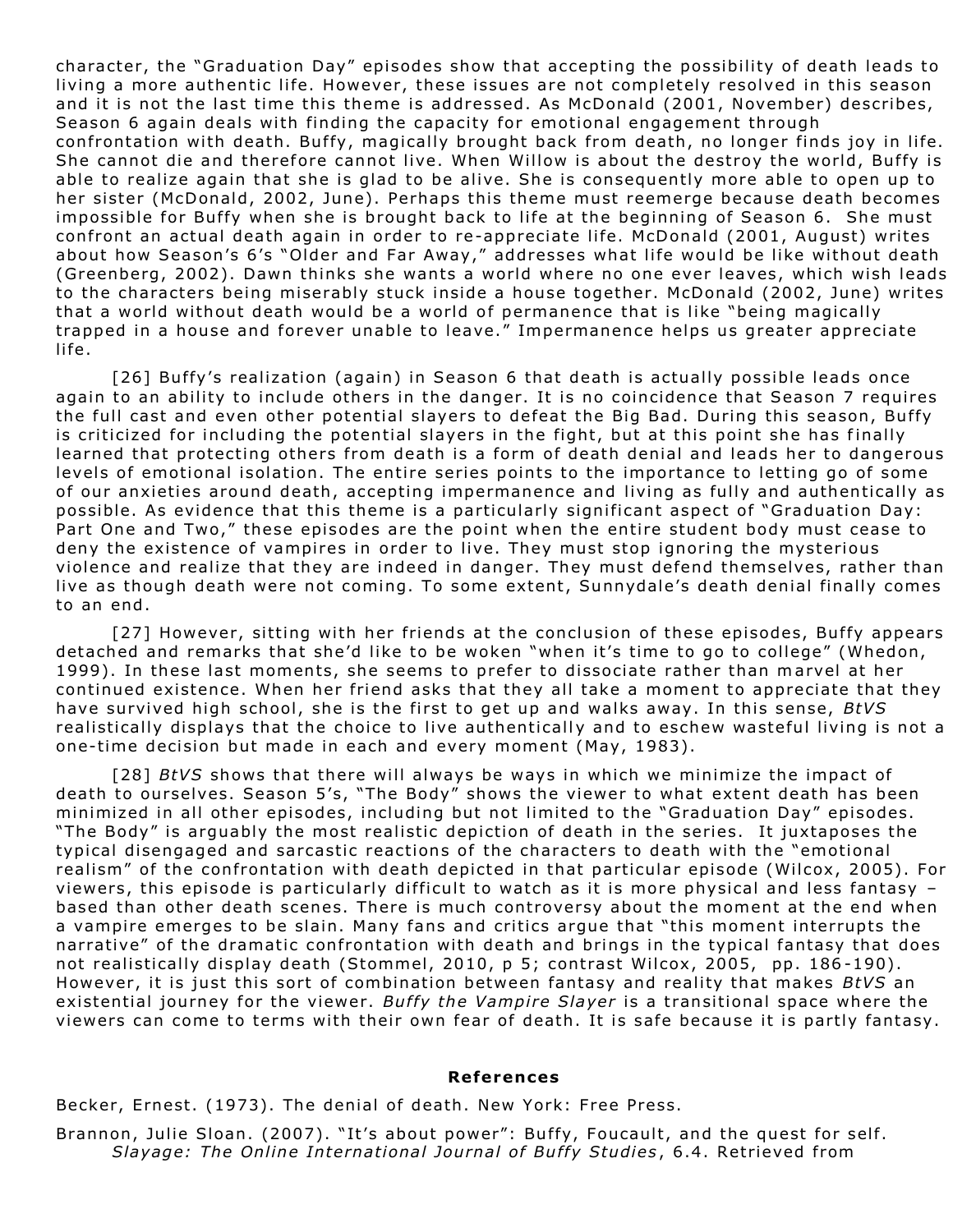character, the "Graduation Day" episodes show that accepting the possibility of death leads to living a more authentic life. However, these issues are not completely resolved in this season and it is not the last time this theme is addressed. As McDonald (2001, November) describes, Season 6 again deals with finding the capacity for emotional engagement through confrontation with death. Buffy, magically brought back from death, no longer finds joy in life. She cannot die and therefore cannot live. When Willow is about the destroy the world, Buffy is able to realize again that she is glad to be alive. She is consequently more able to open up to her sister (McDonald, 2002, June). Perhaps this theme must reemerge because death becomes impossible for Buffy when she is brought back to life at the beginning of Season 6. She must confront an actual death again in order to re-appreciate life. McDonald (2001, August) writes about how Season's 6's "Older and Far Away," addresses what life would be like without death (Greenberg, 2002). Dawn thinks she wants a world where no one ever leaves, which wish leads to the characters being miserably stuck inside a house together. McDonald (2002, June) writes that a world without death would be a world of permanence that is like "being magically trapped in a house and forever unable to leave." Impermanence helps us greater appreciate life.

[26] Buffy's realization (again) in Season 6 that death is actually possible leads once again to an ability to include others in the danger. It is no coincidence that Season 7 requires the full cast and even other potential slayers to defeat the Big Bad. During this season, Buffy is criticized for including the potential slayers in the fight, but at this point she has finally learned that protecting others from death is a form of death denial and leads her to dangerous levels of emotional isolation. The entire series points to the importance to letting go of some of our anxieties around death, accepting impermanence and living as fully and authentically as possible. As evidence that this theme is a particularly significant aspect of "Graduation Day: Part One and Two," these episodes are the point when the entire student body must cease to deny the existence of vampires in order to live. They must stop ignoring the mysterious violence and realize that they are indeed in danger. They must defend themselves, rather than live as though death were not coming. To some extent, Sunnydale's death denial finally comes to an end.

[27] However, sitting with her friends at the conclusion of these episodes, Buffy appears detached and remarks that she'd like to be woken "when it's time to go to college" (Whedon, 1999). In these last moments, she seems to prefer to dissociate rather than marvel at her continued existence. When her friend asks that they all take a moment to appreciate that they have survived high school, she is the first to get up and walks away. In this sense, *BtVS* realistically displays that the choice to live authentically and to eschew wasteful living is not a one-time decision but made in each and every moment (May, 1983).

[28] *BtVS* shows that there will always be ways in which we minimize the impact of death to ourselves. Season 5's, "The Body" shows the viewer to what extent death has been minimized in all other episodes, including but not limited to the "Graduation Day" episodes. "The Body" is arguably the most realistic depiction of death in the series. It juxtaposes the typical disengaged and sarcastic reactions of the characters to death with the "emotional realism" of the confrontation with death depicted in that particular episode (Wilcox, 2005). For viewers, this episode is particularly difficult to watch as it is more physical and less fantasy – based than other death scenes. There is much controversy about the moment at the end when a vampire emerges to be slain. Many fans and critics argue that "this moment interrupts the narrative" of the dramatic confrontation with death and brings in the typical fantasy that does not realistically display death (Stommel, 2010, p 5; contrast Wilcox, 2005, pp. 186-190). However, it is just this sort of combination between fantasy and reality that makes *BtVS* an existential journey for the viewer. *Buffy the Vampire Slayer* is a transitional space where the viewers can come to terms with their own fear of death. It is safe because it is partly fantasy.

## References

Becker, Ernest. (1973). The denial of death. New York: Free Press.

Brannon, Julie Sloan. (2007). "It's about power": Buffy, Foucault, and the quest for self. *Slayage: The Online International Journal of Buffy Studies*, 6.4. Retrieved from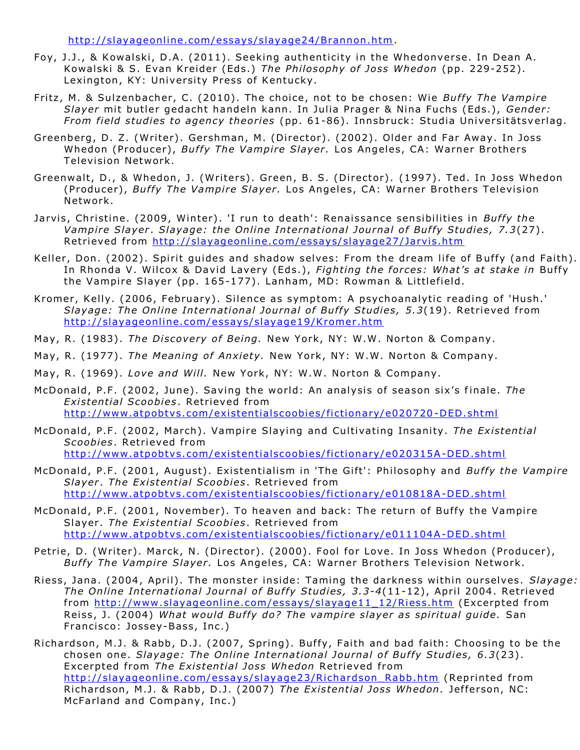http://slayageonline.com/essays/slayage24/Brannon.htm.

Foy, J.J., & Kowalski, D.A. (2011). Seeking authenticity in the Whedonverse. In Dean A. Kowalski & S. Evan Kreider (Eds.) *The Philosophy of Joss Whedon* (pp. 229-252). Lexington, KY: University Press of Kentucky.

Fritz, M. & Sulzenbacher, C. (2010). The choice, not to be chosen: Wie *Buffy The Vampire Slayer* mit butler gedacht handeln kann. In Julia Prager & Nina Fuchs (Eds.), *Gender: From field studies to agency theories* (pp. 61-86). Innsbruck: Studia Universitätsverlag.

Greenberg, D. Z. (Writer). Gershman, M. (Director). (2002). Older and Far Away. In Joss Whedon (Producer), *Buffy The Vampire Slayer.* Los Angeles, CA: Warner Brothers Television Network.

Greenwalt, D., & Whedon, J. (Writers). Green, B. S. (Director). (1997). Ted. In Joss Whedon (Producer), *Buffy The Vampire Slayer.* Los Angeles, CA: Warner Brothers Television Network.

Jarvis, Christine. (2009, Winter). 'I run to death': Renaissance sensibilities in *Buffy the Vampire Slayer*. *Slayage: the Online International Journal of Buffy Studies, 7.3*(27). Retrieved from http://slayageonline.com/essays/slayage27/Jarvis.htm

Keller, Don. (2002). Spirit guides and shadow selves: From the dream life of Buffy (and Faith). In Rhonda V. Wilcox & David Lavery (Eds.), *Fighting the forces: What's at stake in* Buffy the Vampire Slayer (pp. 165-177). Lanham, MD: Rowman & Littlefield.

Kromer, Kelly. (2006, February). Silence as symptom: A psychoanalytic reading of 'Hush.' *Slayage: The Online International Journal of Buffy Studies, 5.3*(19). Retrieved from http://slayageonline.com/essays/slayage19/Kromer.htm

May, R. (1983). *The Discovery of Being.* New York, NY: W.W. Norton & Company.

May, R. (1977). *The Meaning of Anxiety.* New York, NY: W.W. Norton & Company.

May, R. (1969). *Love and Will.* New York, NY: W.W. Norton & Company.

McDonald, P.F. (2002, June). Saving the world: An analysis of season six's finale. *The Existential Scoobies*. Retrieved from http://www.atpobtvs.com/existentialscoobies/fictionary/e020720-DED.shtml

McDonald, P.F. (2002, March). Vampire Slaying and Cultivating Insanity. *The Existential Scoobies*. Retrieved from http://www.atpobtvs.com/existentialscoobies/fictionary/e020315A-DED.shtml

McDonald, P.F. (2001, August). Existentialism in 'The Gift': Philosophy and *Buffy the Vampire Slayer*. *The Existential Scoobies*. Retrieved from http://www.atpobtvs.com/existentialscoobies/fictionary/e010818A-DED.shtml

McDonald, P.F. (2001, November). To heaven and back: The return of Buffy the Vampire Slayer. *The Existential Scoobies*. Retrieved from http://www.atpobtvs.com/existentialscoobies/fictionary/e011104A-DED.shtml

Petrie, D. (Writer). Marck, N. (Director). (2000). Fool for Love. In Joss Whedon (Producer), *Buffy The Vampire Slayer.* Los Angeles, CA: Warner Brothers Television Network.

Riess, Jana. (2004, April). The monster inside: Taming the darkness within ourselves. *Slayage: The Online International Journal of Buffy Studies, 3.3-4*(11-12), April 2004. Retrieved from http://www.slayageonline.com/essays/slayage11_12/Riess.htm (Excerpted from Reiss, J. (2004) *What would Buffy do? The vampire slayer as spiritual guide.* San Francisco: Jossey-Bass, Inc.)

Richardson, M.J. & Rabb, D.J. (2007, Spring). Buffy, Faith and bad faith: Choosing to be the chosen one. *Slayage: The Online International Journal of Buffy Studies, 6.3*(23). Excerpted from *The Existential Joss Whedon* Retrieved from http://slayageonline.com/essays/slayage23/Richardson_Rabb.htm (Reprinted from Richardson, M.J. & Rabb, D.J. (2007) *The Existential Joss Whedon.* Jefferson, NC: McFarland and Company, Inc.)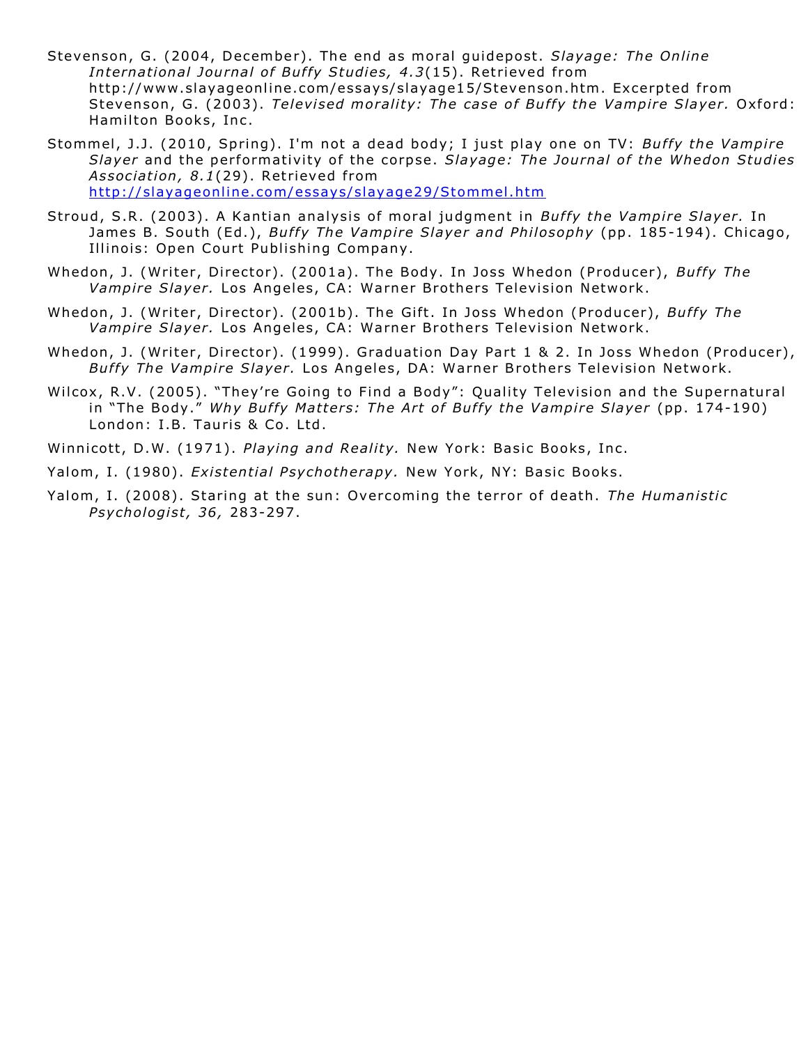Stevenson, G. (2004, December). The end as moral guidepost. *Slayage: The Online International Journal of Buffy Studies, 4.3*(15). Retrieved from http://www.slayageonline.com/essays/slayage15/Stevenson.htm. Excerpted from Stevenson, G. (2003). *Televised morality: The case of Buffy the Vampire Slayer.* Oxford: Hamilton Books, Inc.

Stommel, J.J. (2010, Spring). I'm not a dead body; I just play one on TV: *Buffy the Vampire Slayer* and the performativity of the corpse. *Slayage: The Journal of the Whedon Studies Association, 8.1*(29). Retrieved from http://slayageonline.com/essays/slayage29/Stommel.htm

Stroud, S.R. (2003). A Kantian analysis of moral judgment in *Buffy the Vampire Slayer.* In James B. South (Ed.), *Buffy The Vampire Slayer and Philosophy* (pp. 185-194). Chicago, Illinois: Open Court Publishing Company.

Whedon, J. (Writer, Director). (2001a). The Body. In Joss Whedon (Producer), *Buffy The Vampire Slayer.* Los Angeles, CA: Warner Brothers Television Network.

Whedon, J. (Writer, Director). (2001b). The Gift. In Joss Whedon (Producer), *Buffy The Vampire Slayer.* Los Angeles, CA: Warner Brothers Television Network.

Whedon, J. (Writer, Director). (1999). Graduation Day Part 1 & 2. In Joss Whedon (Producer), *Buffy The Vampire Slayer.* Los Angeles, DA: Warner Brothers Television Network.

Wilcox, R.V. (2005). "They're Going to Find a Body": Quality Television and the Supernatural in "The Body." *Why Buffy Matters: The Art of Buffy the Vampire Slayer* (pp. 174-190) London: I.B. Tauris & Co. Ltd.

Winnicott, D.W. (1971). *Playing and Reality.* New York: Basic Books, Inc.

Yalom, I. (1980). *Existential Psychotherapy.* New York, NY: Basic Books.

Yalom, I. (2008). Staring at the sun: Overcoming the terror of death. *The Humanistic Psychologist, 36,* 283-297.